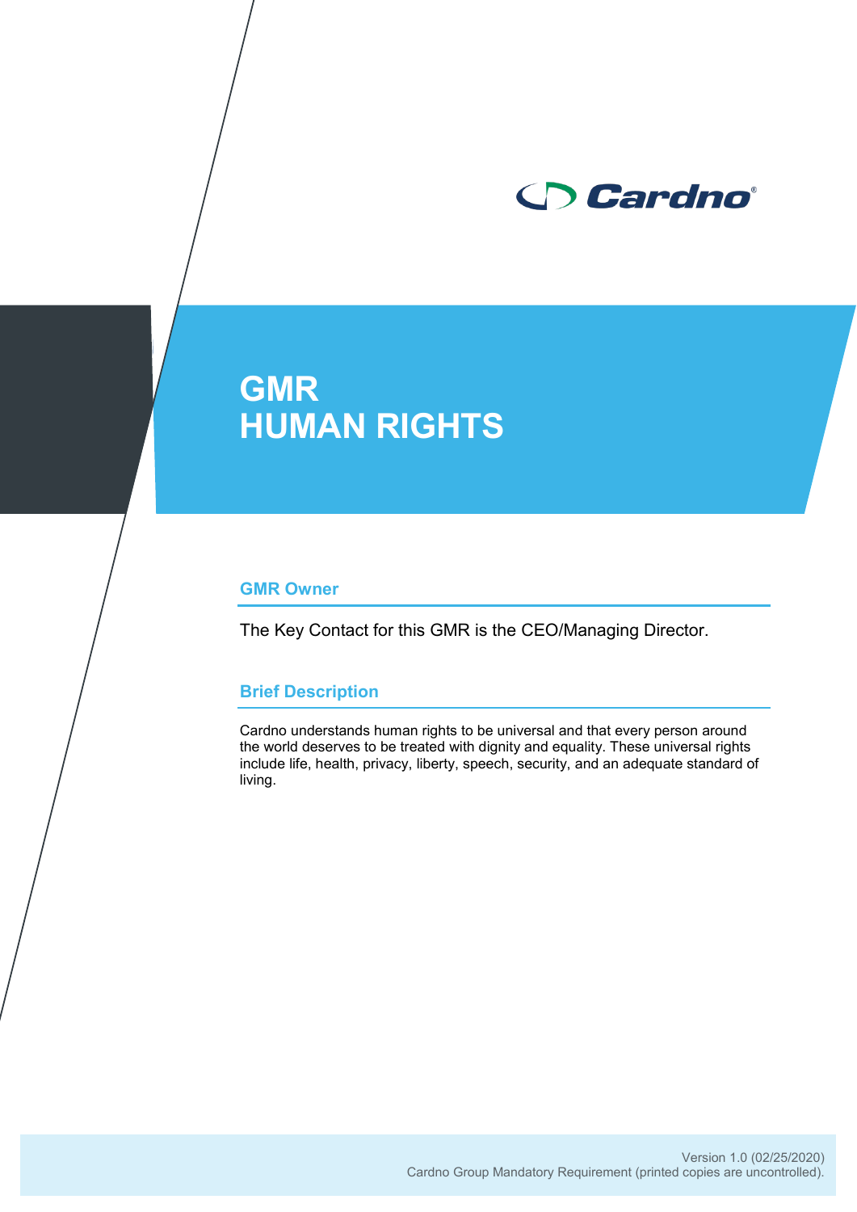# GMR
# HUMAN RIGHTS

## GMR Owner

The Key Contact for this GMR is the CEO/Managing Director.

## Brief Description

Cardno understands human rights to be universal and that every person around the world deserves to be treated with dignity and equality. These universal rights include life, health, privacy, liberty, speech, security, and an adequate standard of living.

Version 1.0 (02/25/2020)
Cardno Group Mandatory Requirement (printed copies are uncontrolled).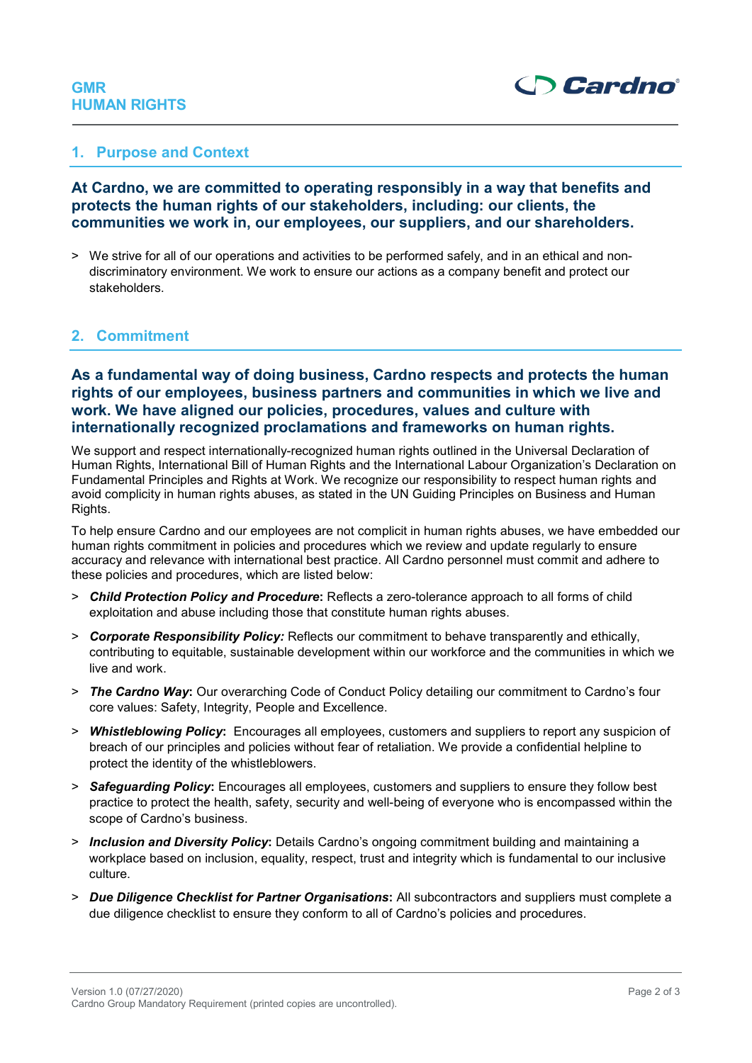# GMR
# HUMAN RIGHTS

## 1. Purpose and Context

**At Cardno, we are committed to operating responsibly in a way that benefits and protects the human rights of our stakeholders, including: our clients, the communities we work in, our employees, our suppliers, and our shareholders.**

> We strive for all of our operations and activities to be performed safely, and in an ethical and non-discriminatory environment. We work to ensure our actions as a company benefit and protect our stakeholders.

## 2. Commitment

**As a fundamental way of doing business, Cardno respects and protects the human rights of our employees, business partners and communities in which we live and work. We have aligned our policies, procedures, values and culture with internationally recognized proclamations and frameworks on human rights.**

We support and respect internationally-recognized human rights outlined in the Universal Declaration of Human Rights, International Bill of Human Rights and the International Labour Organization's Declaration on Fundamental Principles and Rights at Work. We recognize our responsibility to respect human rights and avoid complicity in human rights abuses, as stated in the UN Guiding Principles on Business and Human Rights.

To help ensure Cardno and our employees are not complicit in human rights abuses, we have embedded our human rights commitment in policies and procedures which we review and update regularly to ensure accuracy and relevance with international best practice. All Cardno personnel must commit and adhere to these policies and procedures, which are listed below:

> ***Child Protection Policy and Procedure*****:** Reflects a zero-tolerance approach to all forms of child exploitation and abuse including those that constitute human rights abuses.

> ***Corporate Responsibility Policy:*** Reflects our commitment to behave transparently and ethically, contributing to equitable, sustainable development within our workforce and the communities in which we live and work.

> ***The Cardno Way*****:** Our overarching Code of Conduct Policy detailing our commitment to Cardno's four core values: Safety, Integrity, People and Excellence.

> ***Whistleblowing Policy*****:** Encourages all employees, customers and suppliers to report any suspicion of breach of our principles and policies without fear of retaliation. We provide a confidential helpline to protect the identity of the whistleblowers.

> ***Safeguarding Policy*****:** Encourages all employees, customers and suppliers to ensure they follow best practice to protect the health, safety, security and well-being of everyone who is encompassed within the scope of Cardno's business.

> ***Inclusion and Diversity Policy*****:** Details Cardno's ongoing commitment building and maintaining a workplace based on inclusion, equality, respect, trust and integrity which is fundamental to our inclusive culture.

> ***Due Diligence Checklist for Partner Organisations*****:** All subcontractors and suppliers must complete a due diligence checklist to ensure they conform to all of Cardno's policies and procedures.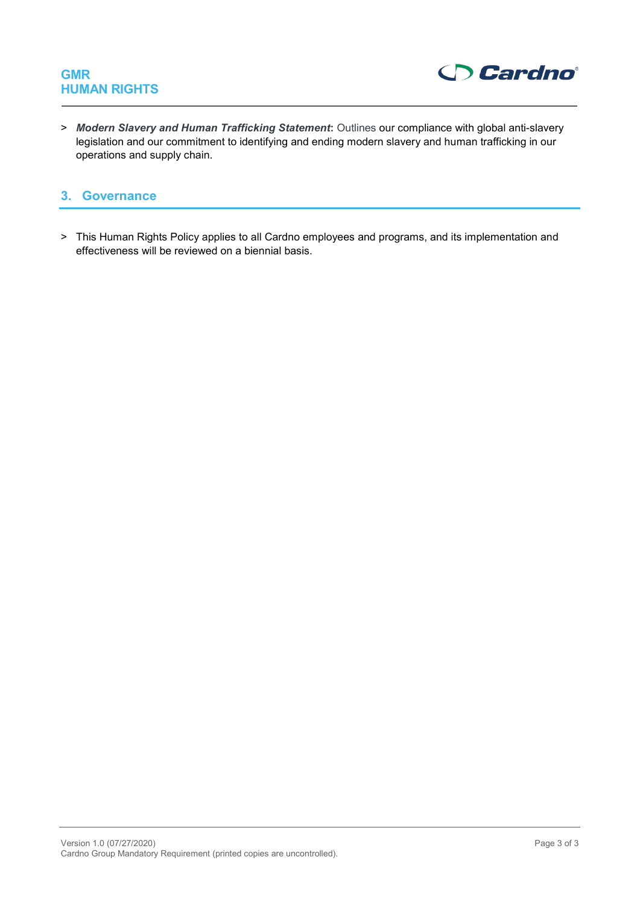- ***Modern Slavery and Human Trafficking Statement*****:** Outlines our compliance with global anti-slavery legislation and our commitment to identifying and ending modern slavery and human trafficking in our operations and supply chain.

## 3. Governance

- This Human Rights Policy applies to all Cardno employees and programs, and its implementation and effectiveness will be reviewed on a biennial basis.